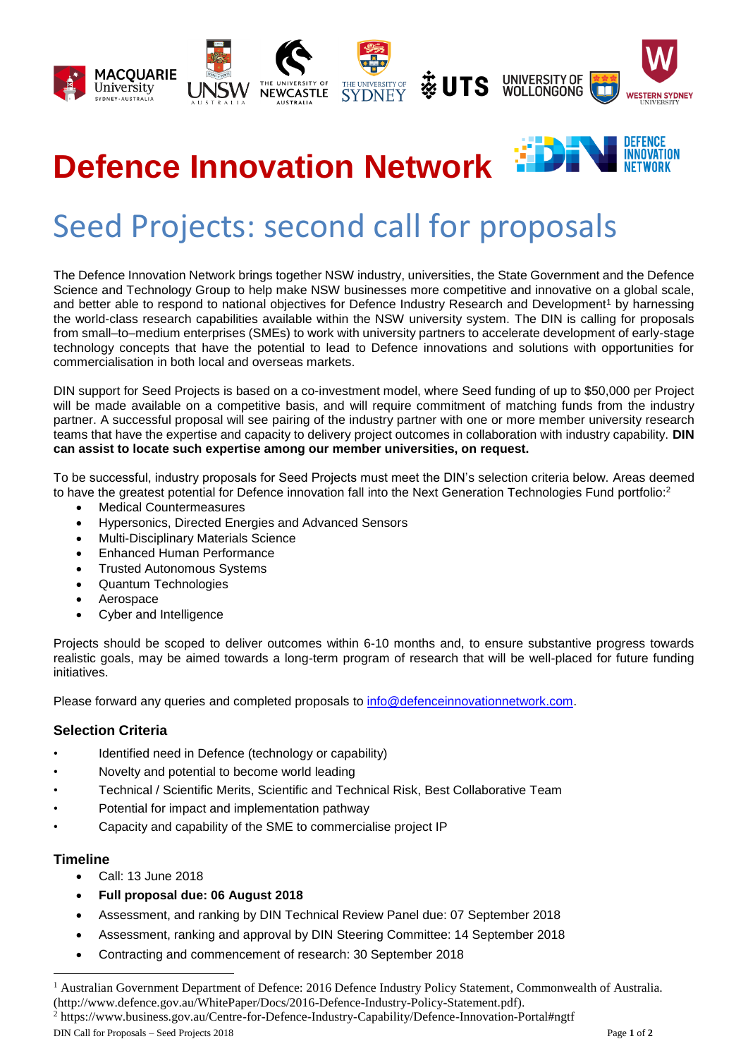# Defence Innovation Network

## Seed Projects: second call for proposals

The Defence Innovation Network brings together NSW industry, universities, the State Government and the Defence Science and Technology Group to help make NSW businesses more competitive and innovative on a global scale, and better able to respond to national objectives for Defence Industry Research and Development[1] by harnessing the world-class research capabilities available within the NSW university system. The DIN is calling for proposals from small–to–medium enterprises (SMEs) to work with university partners to accelerate development of early-stage technology concepts that have the potential to lead to Defence innovations and solutions with opportunities for commercialisation in both local and overseas markets.

DIN support for Seed Projects is based on a co-investment model, where Seed funding of up to $50,000 per Project will be made available on a competitive basis, and will require commitment of matching funds from the industry partner. A successful proposal will see pairing of the industry partner with one or more member university research teams that have the expertise and capacity to delivery project outcomes in collaboration with industry capability. **DIN can assist to locate such expertise among our member universities, on request.**

To be successful, industry proposals for Seed Projects must meet the DIN's selection criteria below. Areas deemed to have the greatest potential for Defence innovation fall into the Next Generation Technologies Fund portfolio:[2]

- Medical Countermeasures
- Hypersonics, Directed Energies and Advanced Sensors
- Multi-Disciplinary Materials Science
- Enhanced Human Performance
- Trusted Autonomous Systems
- Quantum Technologies
- Aerospace
- Cyber and Intelligence

Projects should be scoped to deliver outcomes within 6-10 months and, to ensure substantive progress towards realistic goals, may be aimed towards a long-term program of research that will be well-placed for future funding initiatives.

Please forward any queries and completed proposals to info@defenceinnovationnetwork.com.

### Selection Criteria

- Identified need in Defence (technology or capability)
- Novelty and potential to become world leading
- Technical / Scientific Merits, Scientific and Technical Risk, Best Collaborative Team
- Potential for impact and implementation pathway
- Capacity and capability of the SME to commercialise project IP

### Timeline

- Call: 13 June 2018
- **Full proposal due: 06 August 2018**
- Assessment, and ranking by DIN Technical Review Panel due: 07 September 2018
- Assessment, ranking and approval by DIN Steering Committee: 14 September 2018
- Contracting and commencement of research: 30 September 2018

---

[1] Australian Government Department of Defence: 2016 Defence Industry Policy Statement, Commonwealth of Australia. (http://www.defence.gov.au/WhitePaper/Docs/2016-Defence-Industry-Policy-Statement.pdf).

[2] https://www.business.gov.au/Centre-for-Defence-Industry-Capability/Defence-Innovation-Portal#ngtf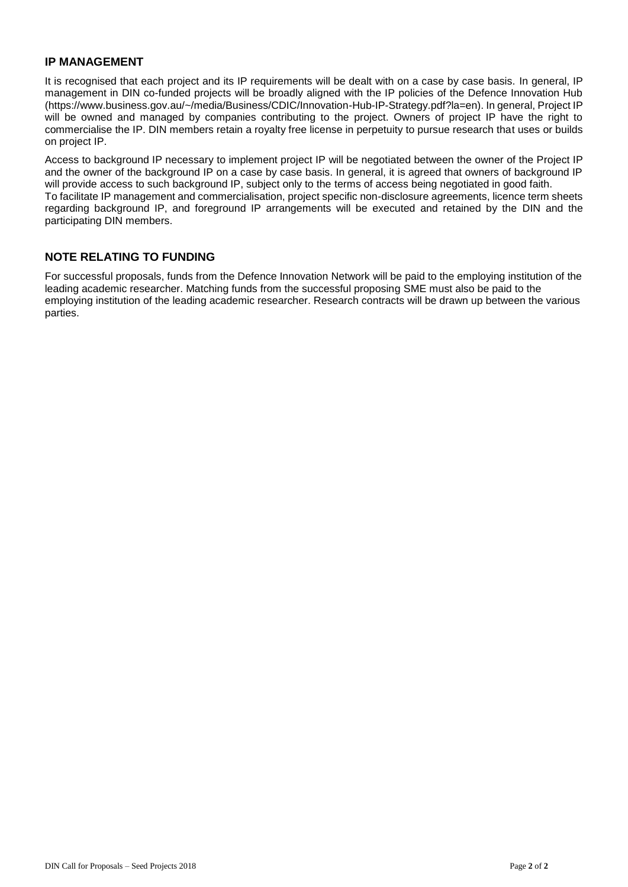## IP MANAGEMENT

It is recognised that each project and its IP requirements will be dealt with on a case by case basis. In general, IP management in DIN co-funded projects will be broadly aligned with the IP policies of the Defence Innovation Hub (https://www.business.gov.au/~/media/Business/CDIC/Innovation-Hub-IP-Strategy.pdf?la=en). In general, Project IP will be owned and managed by companies contributing to the project. Owners of project IP have the right to commercialise the IP. DIN members retain a royalty free license in perpetuity to pursue research that uses or builds on project IP.

Access to background IP necessary to implement project IP will be negotiated between the owner of the Project IP and the owner of the background IP on a case by case basis. In general, it is agreed that owners of background IP will provide access to such background IP, subject only to the terms of access being negotiated in good faith.
To facilitate IP management and commercialisation, project specific non-disclosure agreements, licence term sheets regarding background IP, and foreground IP arrangements will be executed and retained by the DIN and the participating DIN members.

## NOTE RELATING TO FUNDING

For successful proposals, funds from the Defence Innovation Network will be paid to the employing institution of the leading academic researcher. Matching funds from the successful proposing SME must also be paid to the employing institution of the leading academic researcher. Research contracts will be drawn up between the various parties.